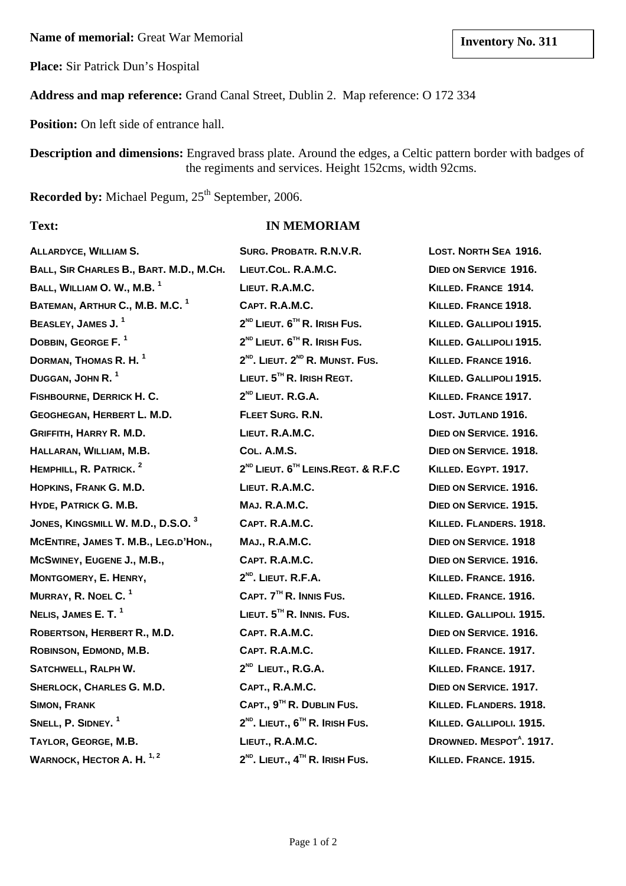**Name of memorial:** Great War Memorial

**Inventory No. 311**

**Place:** Sir Patrick Dun's Hospital

**Address and map reference:** Grand Canal Street, Dublin 2. Map reference: O 172 334

**Position:** On left side of entrance hall.

**Description and dimensions:** Engraved brass plate. Around the edges, a Celtic pattern border with badges of the regiments and services. Height 152cms, width 92cms.

**Recorded by:** Michael Pegum, 25th September, 2006.

**Text:**

**IN MEMORIAM**

| | | |
|---|---|---|
| **ALLARDYCE, WILLIAM S.** | **SURG. PROBATR. R.N.V.R.** | **LOST. NORTH SEA 1916.** |
| **BALL, SIR CHARLES B., BART. M.D., M.CH.** | **LIEUT.COL. R.A.M.C.** | **DIED ON SERVICE 1916.** |
| **BALL, WILLIAM O. W., M.B.** [1] | **LIEUT. R.A.M.C.** | **KILLED. FRANCE 1914.** |
| **BATEMAN, ARTHUR C., M.B. M.C.** [1] | **CAPT. R.A.M.C.** | **KILLED. FRANCE 1918.** |
| **BEASLEY, JAMES J.** [1] | **2ND LIEUT. 6TH R. IRISH FUS.** | **KILLED. GALLIPOLI 1915.** |
| **DOBBIN, GEORGE F.** [1] | **2ND LIEUT. 6TH R. IRISH FUS.** | **KILLED. GALLIPOLI 1915.** |
| **DORMAN, THOMAS R. H.** [1] | **2ND. LIEUT. 2ND R. MUNST. FUS.** | **KILLED. FRANCE 1916.** |
| **DUGGAN, JOHN R.** [1] | **LIEUT. 5TH R. IRISH REGT.** | **KILLED. GALLIPOLI 1915.** |
| **FISHBOURNE, DERRICK H. C.** | **2ND LIEUT. R.G.A.** | **KILLED. FRANCE 1917.** |
| **GEOGHEGAN, HERBERT L. M.D.** | **FLEET SURG. R.N.** | **LOST. JUTLAND 1916.** |
| **GRIFFITH, HARRY R. M.D.** | **LIEUT. R.A.M.C.** | **DIED ON SERVICE. 1916.** |
| **HALLARAN, WILLIAM, M.B.** | **COL. A.M.S.** | **DIED ON SERVICE. 1918.** |
| **HEMPHILL, R. PATRICK.** [2] | **2ND LIEUT. 6TH LEINS.REGT. & R.F.C** | **KILLED. EGYPT. 1917.** |
| **HOPKINS, FRANK G. M.D.** | **LIEUT. R.A.M.C.** | **DIED ON SERVICE. 1916.** |
| **HYDE, PATRICK G. M.B.** | **MAJ. R.A.M.C.** | **DIED ON SERVICE. 1915.** |
| **JONES, KINGSMILL W. M.D., D.S.O.** [3] | **CAPT. R.A.M.C.** | **KILLED. FLANDERS. 1918.** |
| **MCENTIRE, JAMES T. M.B., LEG.D'HON.,** | **MAJ., R.A.M.C.** | **DIED ON SERVICE. 1918** |
| **MCSWINEY, EUGENE J., M.B.,** | **CAPT. R.A.M.C.** | **DIED ON SERVICE. 1916.** |
| **MONTGOMERY, E. HENRY,** | **2ND. LIEUT. R.F.A.** | **KILLED. FRANCE. 1916.** |
| **MURRAY, R. NOEL C.** [1] | **CAPT. 7TH R. INNIS FUS.** | **KILLED. FRANCE. 1916.** |
| **NELIS, JAMES E. T.** [1] | **LIEUT. 5TH R. INNIS. FUS.** | **KILLED. GALLIPOLI. 1915.** |
| **ROBERTSON, HERBERT R., M.D.** | **CAPT. R.A.M.C.** | **DIED ON SERVICE. 1916.** |
| **ROBINSON, EDMOND, M.B.** | **CAPT. R.A.M.C.** | **KILLED. FRANCE. 1917.** |
| **SATCHWELL, RALPH W.** | **2ND LIEUT., R.G.A.** | **KILLED. FRANCE. 1917.** |
| **SHERLOCK, CHARLES G. M.D.** | **CAPT., R.A.M.C.** | **DIED ON SERVICE. 1917.** |
| **SIMON, FRANK** | **CAPT., 9TH R. DUBLIN FUS.** | **KILLED. FLANDERS. 1918.** |
| **SNELL, P. SIDNEY.** [1] | **2ND. LIEUT., 6TH R. IRISH FUS.** | **KILLED. GALLIPOLI. 1915.** |
| **TAYLOR, GEORGE, M.B.** | **LIEUT., R.A.M.C.** | **DROWNED. MESPOTA. 1917.** |
| **WARNOCK, HECTOR A. H.** [1, 2] | **2ND. LIEUT., 4TH R. IRISH FUS.** | **KILLED. FRANCE. 1915.** |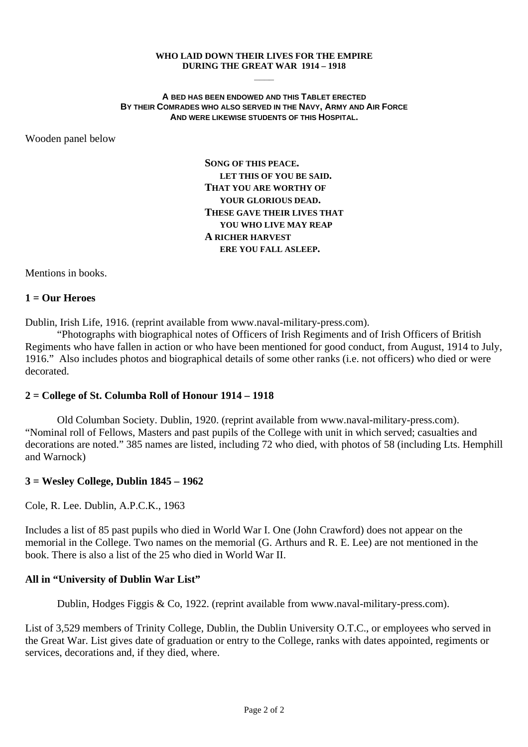**WHO LAID DOWN THEIR LIVES FOR THE EMPIRE**
**DURING THE GREAT WAR 1914 – 1918**

———

**A BED HAS BEEN ENDOWED AND THIS TABLET ERECTED**
**BY THEIR COMRADES WHO ALSO SERVED IN THE NAVY, ARMY AND AIR FORCE**
**AND WERE LIKEWISE STUDENTS OF THIS HOSPITAL.**

Wooden panel below

**SONG OF THIS PEACE.**
**LET THIS OF YOU BE SAID.**
**THAT YOU ARE WORTHY OF**
**YOUR GLORIOUS DEAD.**
**THESE GAVE THEIR LIVES THAT**
**YOU WHO LIVE MAY REAP**
**A RICHER HARVEST**
**ERE YOU FALL ASLEEP.**

Mentions in books.

**1 = Our Heroes**

Dublin, Irish Life, 1916. (reprint available from www.naval-military-press.com).

"Photographs with biographical notes of Officers of Irish Regiments and of Irish Officers of British Regiments who have fallen in action or who have been mentioned for good conduct, from August, 1914 to July, 1916." Also includes photos and biographical details of some other ranks (i.e. not officers) who died or were decorated.

**2 = College of St. Columba Roll of Honour 1914 – 1918**

Old Columban Society. Dublin, 1920. (reprint available from www.naval-military-press.com). "Nominal roll of Fellows, Masters and past pupils of the College with unit in which served; casualties and decorations are noted." 385 names are listed, including 72 who died, with photos of 58 (including Lts. Hemphill and Warnock)

**3 = Wesley College, Dublin 1845 – 1962**

Cole, R. Lee. Dublin, A.P.C.K., 1963

Includes a list of 85 past pupils who died in World War I. One (John Crawford) does not appear on the memorial in the College. Two names on the memorial (G. Arthurs and R. E. Lee) are not mentioned in the book. There is also a list of the 25 who died in World War II.

**All in "University of Dublin War List"**

Dublin, Hodges Figgis & Co, 1922. (reprint available from www.naval-military-press.com).

List of 3,529 members of Trinity College, Dublin, the Dublin University O.T.C., or employees who served in the Great War. List gives date of graduation or entry to the College, ranks with dates appointed, regiments or services, decorations and, if they died, where.